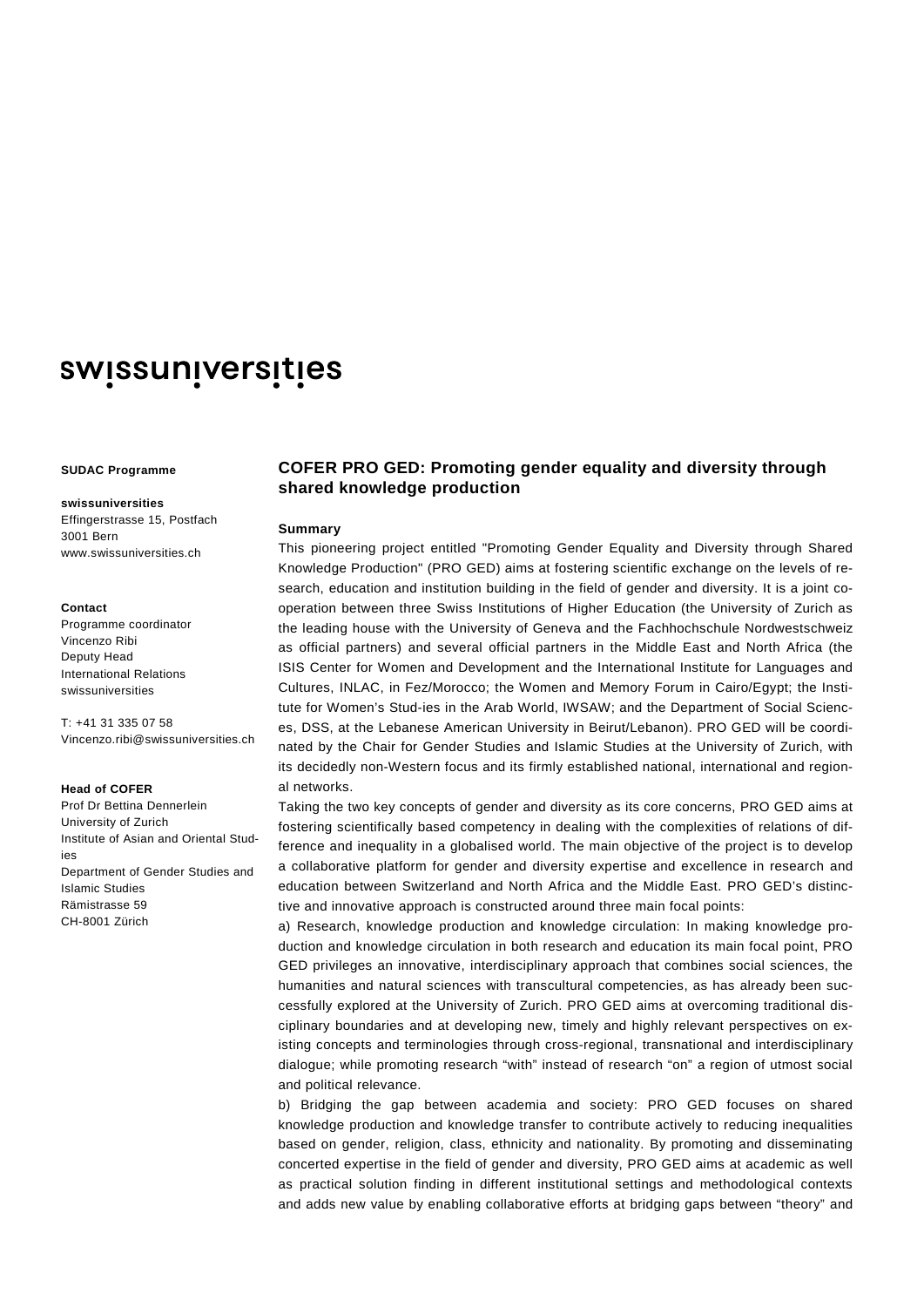swissuniversities

**SUDAC Programme**

**swissuniversities**
Effingerstrasse 15, Postfach
3001 Bern
www.swissuniversities.ch

**Contact**
Programme coordinator
Vincenzo Ribi
Deputy Head
International Relations
swissuniversities

T: +41 31 335 07 58
Vincenzo.ribi@swissuniversities.ch

**Head of COFER**
Prof Dr Bettina Dennerlein
University of Zurich
Institute of Asian and Oriental Studies
Department of Gender Studies and Islamic Studies
Rämistrasse 59
CH-8001 Zürich

## COFER PRO GED: Promoting gender equality and diversity through shared knowledge production

**Summary**

This pioneering project entitled "Promoting Gender Equality and Diversity through Shared Knowledge Production" (PRO GED) aims at fostering scientific exchange on the levels of research, education and institution building in the field of gender and diversity. It is a joint cooperation between three Swiss Institutions of Higher Education (the University of Zurich as the leading house with the University of Geneva and the Fachhochschule Nordwestschweiz as official partners) and several official partners in the Middle East and North Africa (the ISIS Center for Women and Development and the International Institute for Languages and Cultures, INLAC, in Fez/Morocco; the Women and Memory Forum in Cairo/Egypt; the Institute for Women's Stud-ies in the Arab World, IWSAW; and the Department of Social Sciences, DSS, at the Lebanese American University in Beirut/Lebanon). PRO GED will be coordinated by the Chair for Gender Studies and Islamic Studies at the University of Zurich, with its decidedly non-Western focus and its firmly established national, international and regional networks.

Taking the two key concepts of gender and diversity as its core concerns, PRO GED aims at fostering scientifically based competency in dealing with the complexities of relations of difference and inequality in a globalised world. The main objective of the project is to develop a collaborative platform for gender and diversity expertise and excellence in research and education between Switzerland and North Africa and the Middle East. PRO GED's distinctive and innovative approach is constructed around three main focal points:

a) Research, knowledge production and knowledge circulation: In making knowledge production and knowledge circulation in both research and education its main focal point, PRO GED privileges an innovative, interdisciplinary approach that combines social sciences, the humanities and natural sciences with transcultural competencies, as has already been successfully explored at the University of Zurich. PRO GED aims at overcoming traditional disciplinary boundaries and at developing new, timely and highly relevant perspectives on existing concepts and terminologies through cross-regional, transnational and interdisciplinary dialogue; while promoting research "with" instead of research "on" a region of utmost social and political relevance.

b) Bridging the gap between academia and society: PRO GED focuses on shared knowledge production and knowledge transfer to contribute actively to reducing inequalities based on gender, religion, class, ethnicity and nationality. By promoting and disseminating concerted expertise in the field of gender and diversity, PRO GED aims at academic as well as practical solution finding in different institutional settings and methodological contexts and adds new value by enabling collaborative efforts at bridging gaps between "theory" and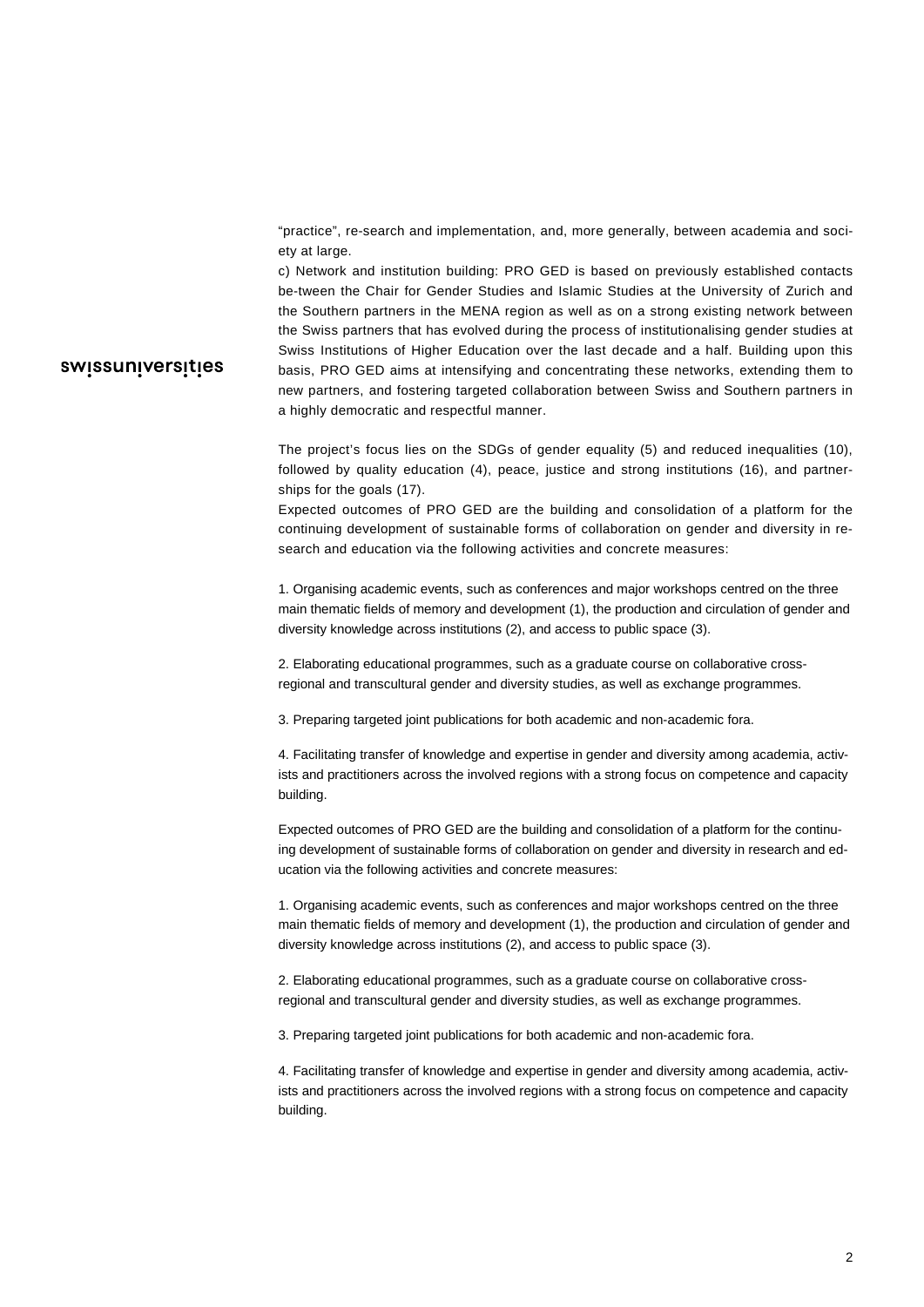"practice", re-search and implementation, and, more generally, between academia and society at large.

c) Network and institution building: PRO GED is based on previously established contacts be-tween the Chair for Gender Studies and Islamic Studies at the University of Zurich and the Southern partners in the MENA region as well as on a strong existing network between the Swiss partners that has evolved during the process of institutionalising gender studies at Swiss Institutions of Higher Education over the last decade and a half. Building upon this basis, PRO GED aims at intensifying and concentrating these networks, extending them to new partners, and fostering targeted collaboration between Swiss and Southern partners in a highly democratic and respectful manner.

The project's focus lies on the SDGs of gender equality (5) and reduced inequalities (10), followed by quality education (4), peace, justice and strong institutions (16), and partnerships for the goals (17).

Expected outcomes of PRO GED are the building and consolidation of a platform for the continuing development of sustainable forms of collaboration on gender and diversity in research and education via the following activities and concrete measures:

1. Organising academic events, such as conferences and major workshops centred on the three main thematic fields of memory and development (1), the production and circulation of gender and diversity knowledge across institutions (2), and access to public space (3).

2. Elaborating educational programmes, such as a graduate course on collaborative cross-regional and transcultural gender and diversity studies, as well as exchange programmes.

3. Preparing targeted joint publications for both academic and non-academic fora.

4. Facilitating transfer of knowledge and expertise in gender and diversity among academia, activists and practitioners across the involved regions with a strong focus on competence and capacity building.

Expected outcomes of PRO GED are the building and consolidation of a platform for the continuing development of sustainable forms of collaboration on gender and diversity in research and education via the following activities and concrete measures:

1. Organising academic events, such as conferences and major workshops centred on the three main thematic fields of memory and development (1), the production and circulation of gender and diversity knowledge across institutions (2), and access to public space (3).

2. Elaborating educational programmes, such as a graduate course on collaborative cross-regional and transcultural gender and diversity studies, as well as exchange programmes.

3. Preparing targeted joint publications for both academic and non-academic fora.

4. Facilitating transfer of knowledge and expertise in gender and diversity among academia, activists and practitioners across the involved regions with a strong focus on competence and capacity building.